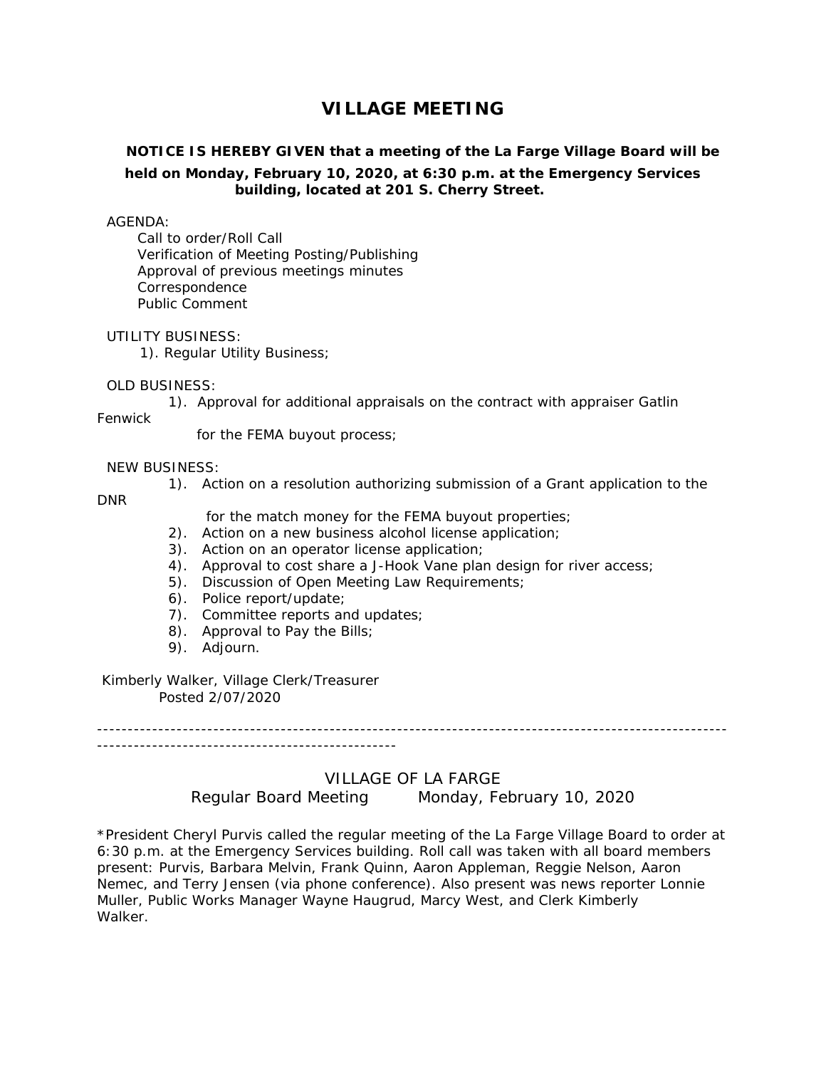# VILLAGE MEETING

**NOTICE IS HEREBY GIVEN that a meeting of the La Farge Village Board will be held on Monday, February 10, 2020, at 6:30 p.m. at the Emergency Services building, located at 201 S. Cherry Street.**

AGENDA:

- Call to order/Roll Call
- Verification of Meeting Posting/Publishing
- Approval of previous meetings minutes
- Correspondence
- Public Comment

UTILITY BUSINESS:

1). Regular Utility Business;

OLD BUSINESS:

1). Approval for additional appraisals on the contract with appraiser Gatlin Fenwick for the FEMA buyout process;

NEW BUSINESS:

1). Action on a resolution authorizing submission of a Grant application to the DNR for the match money for the FEMA buyout properties;
2). Action on a new business alcohol license application;
3). Action on an operator license application;
4). Approval to cost share a J-Hook Vane plan design for river access;
5). Discussion of Open Meeting Law Requirements;
6). Police report/update;
7). Committee reports and updates;
8). Approval to Pay the Bills;
9). Adjourn.

Kimberly Walker, Village Clerk/Treasurer
Posted 2/07/2020

---

## VILLAGE OF LA FARGE

Regular Board Meeting Monday, February 10, 2020

*President Cheryl Purvis called the regular meeting of the La Farge Village Board to order at 6:30 p.m. at the Emergency Services building. Roll call was taken with all board members present: Purvis, Barbara Melvin, Frank Quinn, Aaron Appleman, Reggie Nelson, Aaron Nemec, and Terry Jensen (via phone conference). Also present was news reporter Lonnie Muller, Public Works Manager Wayne Haugrud, Marcy West, and Clerk Kimberly Walker.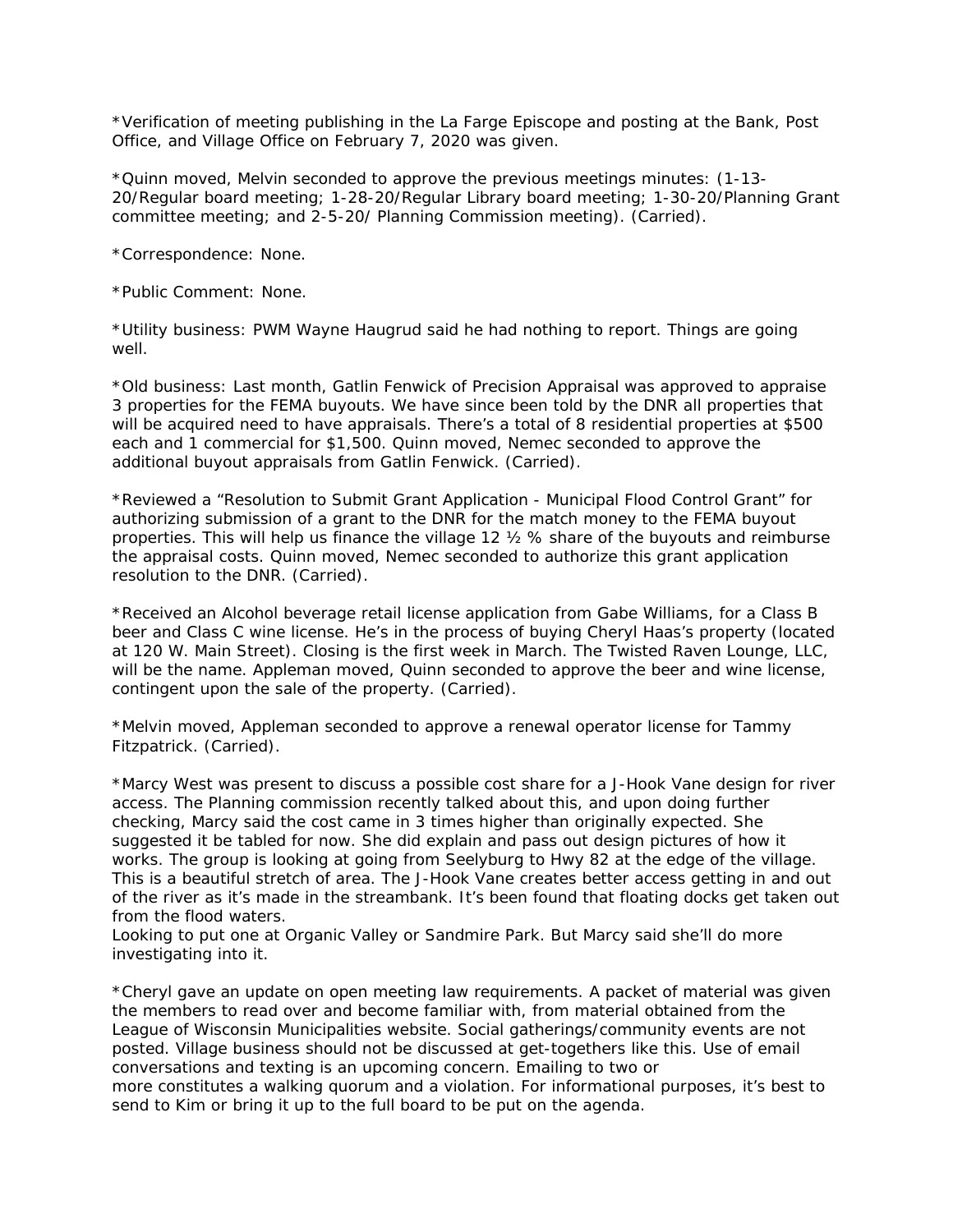*Verification of meeting publishing in the La Farge Episcope and posting at the Bank, Post Office, and Village Office on February 7, 2020 was given.

*Quinn moved, Melvin seconded to approve the previous meetings minutes: (1-13-20/Regular board meeting; 1-28-20/Regular Library board meeting; 1-30-20/Planning Grant committee meeting; and 2-5-20/ Planning Commission meeting). (Carried).

*Correspondence: None.

*Public Comment: None.

*Utility business: PWM Wayne Haugrud said he had nothing to report. Things are going well.

*Old business: Last month, Gatlin Fenwick of Precision Appraisal was approved to appraise 3 properties for the FEMA buyouts. We have since been told by the DNR all properties that will be acquired need to have appraisals. There's a total of 8 residential properties at $500 each and 1 commercial for $1,500. Quinn moved, Nemec seconded to approve the additional buyout appraisals from Gatlin Fenwick. (Carried).

*Reviewed a "Resolution to Submit Grant Application - Municipal Flood Control Grant" for authorizing submission of a grant to the DNR for the match money to the FEMA buyout properties. This will help us finance the village 12 ½ % share of the buyouts and reimburse the appraisal costs. Quinn moved, Nemec seconded to authorize this grant application resolution to the DNR. (Carried).

*Received an Alcohol beverage retail license application from Gabe Williams, for a Class B beer and Class C wine license. He's in the process of buying Cheryl Haas's property (located at 120 W. Main Street). Closing is the first week in March. The Twisted Raven Lounge, LLC, will be the name. Appleman moved, Quinn seconded to approve the beer and wine license, contingent upon the sale of the property. (Carried).

*Melvin moved, Appleman seconded to approve a renewal operator license for Tammy Fitzpatrick. (Carried).

*Marcy West was present to discuss a possible cost share for a J-Hook Vane design for river access. The Planning commission recently talked about this, and upon doing further checking, Marcy said the cost came in 3 times higher than originally expected. She suggested it be tabled for now. She did explain and pass out design pictures of how it works. The group is looking at going from Seelyburg to Hwy 82 at the edge of the village. This is a beautiful stretch of area. The J-Hook Vane creates better access getting in and out of the river as it's made in the streambank. It's been found that floating docks get taken out from the flood waters.
Looking to put one at Organic Valley or Sandmire Park. But Marcy said she'll do more investigating into it.

*Cheryl gave an update on open meeting law requirements. A packet of material was given the members to read over and become familiar with, from material obtained from the League of Wisconsin Municipalities website. Social gatherings/community events are not posted. Village business should not be discussed at get-togethers like this. Use of email conversations and texting is an upcoming concern. Emailing to two or more constitutes a walking quorum and a violation. For informational purposes, it's best to send to Kim or bring it up to the full board to be put on the agenda.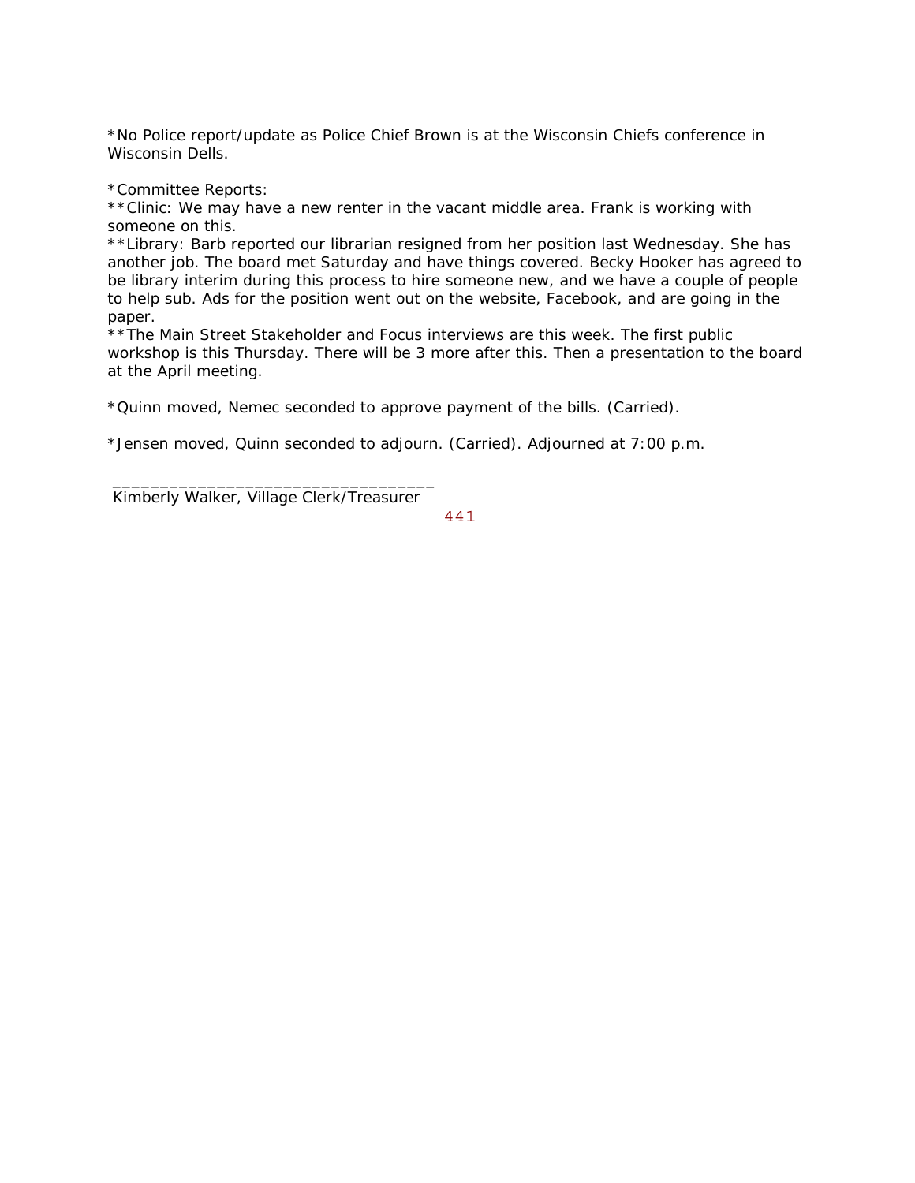*No Police report/update as Police Chief Brown is at the Wisconsin Chiefs conference in Wisconsin Dells.

*Committee Reports:
**Clinic: We may have a new renter in the vacant middle area. Frank is working with someone on this.
**Library: Barb reported our librarian resigned from her position last Wednesday. She has another job. The board met Saturday and have things covered. Becky Hooker has agreed to be library interim during this process to hire someone new, and we have a couple of people to help sub. Ads for the position went out on the website, Facebook, and are going in the paper.
**The Main Street Stakeholder and Focus interviews are this week. The first public workshop is this Thursday. There will be 3 more after this. Then a presentation to the board at the April meeting.

*Quinn moved, Nemec seconded to approve payment of the bills. (Carried).

*Jensen moved, Quinn seconded to adjourn. (Carried). Adjourned at 7:00 p.m.

_________________________________
Kimberly Walker, Village Clerk/Treasurer